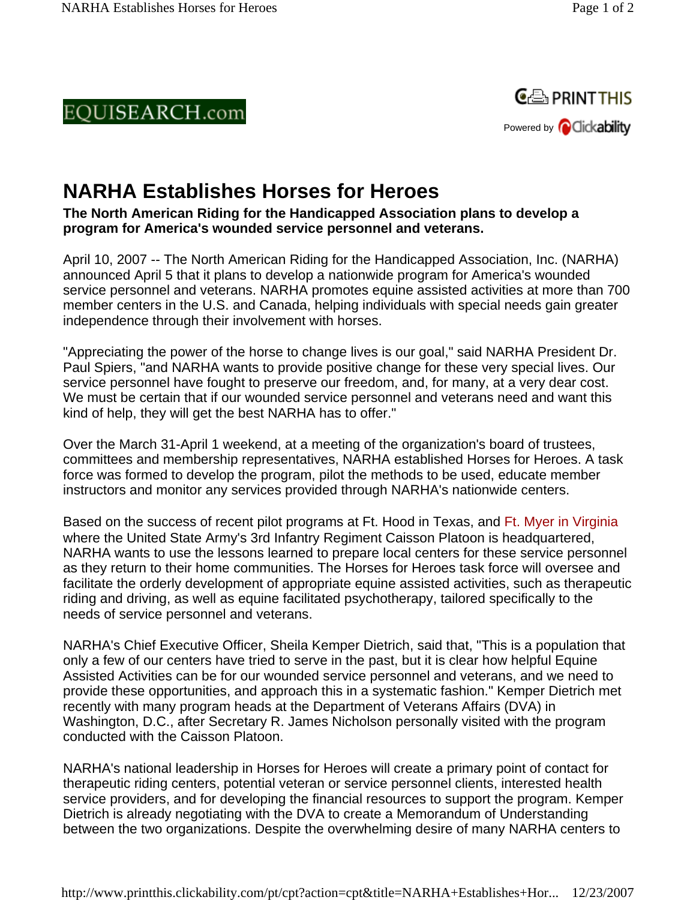EQUISEARCH.com

PRINT THIS

Powered by Clickability

# NARHA Establishes Horses for Heroes

**The North American Riding for the Handicapped Association plans to develop a program for America's wounded service personnel and veterans.**

April 10, 2007 -- The North American Riding for the Handicapped Association, Inc. (NARHA) announced April 5 that it plans to develop a nationwide program for America's wounded service personnel and veterans. NARHA promotes equine assisted activities at more than 700 member centers in the U.S. and Canada, helping individuals with special needs gain greater independence through their involvement with horses.

"Appreciating the power of the horse to change lives is our goal," said NARHA President Dr. Paul Spiers, "and NARHA wants to provide positive change for these very special lives. Our service personnel have fought to preserve our freedom, and, for many, at a very dear cost. We must be certain that if our wounded service personnel and veterans need and want this kind of help, they will get the best NARHA has to offer."

Over the March 31-April 1 weekend, at a meeting of the organization's board of trustees, committees and membership representatives, NARHA established Horses for Heroes. A task force was formed to develop the program, pilot the methods to be used, educate member instructors and monitor any services provided through NARHA's nationwide centers.

Based on the success of recent pilot programs at Ft. Hood in Texas, and Ft. Myer in Virginia where the United State Army's 3rd Infantry Regiment Caisson Platoon is headquartered, NARHA wants to use the lessons learned to prepare local centers for these service personnel as they return to their home communities. The Horses for Heroes task force will oversee and facilitate the orderly development of appropriate equine assisted activities, such as therapeutic riding and driving, as well as equine facilitated psychotherapy, tailored specifically to the needs of service personnel and veterans.

NARHA's Chief Executive Officer, Sheila Kemper Dietrich, said that, "This is a population that only a few of our centers have tried to serve in the past, but it is clear how helpful Equine Assisted Activities can be for our wounded service personnel and veterans, and we need to provide these opportunities, and approach this in a systematic fashion." Kemper Dietrich met recently with many program heads at the Department of Veterans Affairs (DVA) in Washington, D.C., after Secretary R. James Nicholson personally visited with the program conducted with the Caisson Platoon.

NARHA's national leadership in Horses for Heroes will create a primary point of contact for therapeutic riding centers, potential veteran or service personnel clients, interested health service providers, and for developing the financial resources to support the program. Kemper Dietrich is already negotiating with the DVA to create a Memorandum of Understanding between the two organizations. Despite the overwhelming desire of many NARHA centers to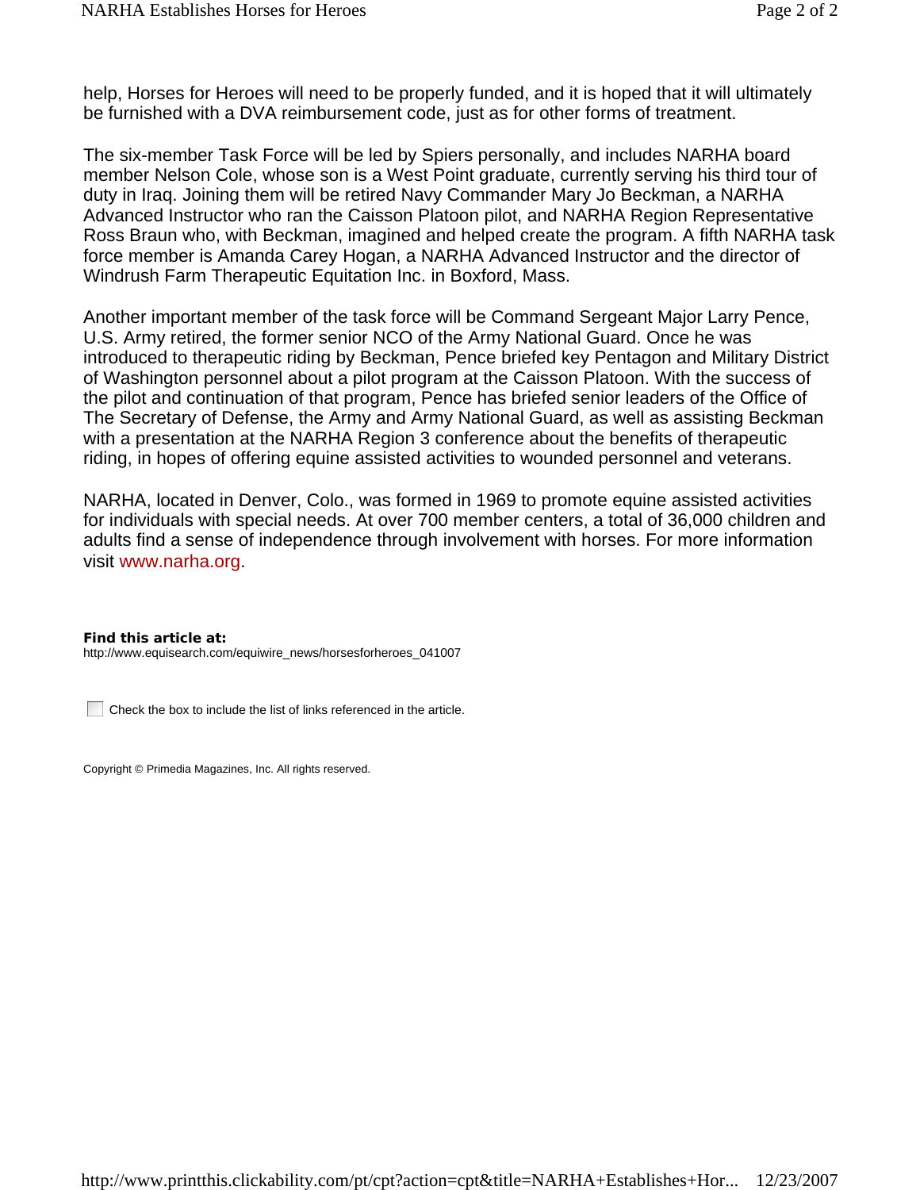help, Horses for Heroes will need to be properly funded, and it is hoped that it will ultimately be furnished with a DVA reimbursement code, just as for other forms of treatment.

The six-member Task Force will be led by Spiers personally, and includes NARHA board member Nelson Cole, whose son is a West Point graduate, currently serving his third tour of duty in Iraq. Joining them will be retired Navy Commander Mary Jo Beckman, a NARHA Advanced Instructor who ran the Caisson Platoon pilot, and NARHA Region Representative Ross Braun who, with Beckman, imagined and helped create the program. A fifth NARHA task force member is Amanda Carey Hogan, a NARHA Advanced Instructor and the director of Windrush Farm Therapeutic Equitation Inc. in Boxford, Mass.

Another important member of the task force will be Command Sergeant Major Larry Pence, U.S. Army retired, the former senior NCO of the Army National Guard. Once he was introduced to therapeutic riding by Beckman, Pence briefed key Pentagon and Military District of Washington personnel about a pilot program at the Caisson Platoon. With the success of the pilot and continuation of that program, Pence has briefed senior leaders of the Office of The Secretary of Defense, the Army and Army National Guard, as well as assisting Beckman with a presentation at the NARHA Region 3 conference about the benefits of therapeutic riding, in hopes of offering equine assisted activities to wounded personnel and veterans.

NARHA, located in Denver, Colo., was formed in 1969 to promote equine assisted activities for individuals with special needs. At over 700 member centers, a total of 36,000 children and adults find a sense of independence through involvement with horses. For more information visit www.narha.org.

**Find this article at:**
http://www.equisearch.com/equiwire_news/horsesforheroes_041007

Check the box to include the list of links referenced in the article.

Copyright © Primedia Magazines, Inc. All rights reserved.